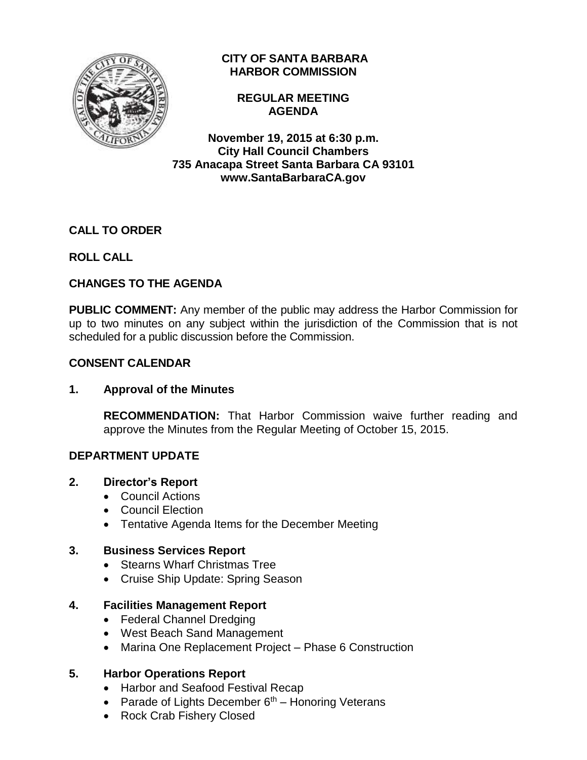**CITY OF SANTA BARBARA**
**HARBOR COMMISSION**

**REGULAR MEETING**
**AGENDA**

**November 19, 2015 at 6:30 p.m.**
**City Hall Council Chambers**
**735 Anacapa Street Santa Barbara CA 93101**
**www.SantaBarbaraCA.gov**

**CALL TO ORDER**

**ROLL CALL**

**CHANGES TO THE AGENDA**

**PUBLIC COMMENT:** Any member of the public may address the Harbor Commission for up to two minutes on any subject within the jurisdiction of the Commission that is not scheduled for a public discussion before the Commission.

**CONSENT CALENDAR**

**1. Approval of the Minutes**

**RECOMMENDATION:** That Harbor Commission waive further reading and approve the Minutes from the Regular Meeting of October 15, 2015.

**DEPARTMENT UPDATE**

**2. Director's Report**

- Council Actions
- Council Election
- Tentative Agenda Items for the December Meeting

**3. Business Services Report**

- Stearns Wharf Christmas Tree
- Cruise Ship Update: Spring Season

**4. Facilities Management Report**

- Federal Channel Dredging
- West Beach Sand Management
- Marina One Replacement Project – Phase 6 Construction

**5. Harbor Operations Report**

- Harbor and Seafood Festival Recap
- Parade of Lights December 6th – Honoring Veterans
- Rock Crab Fishery Closed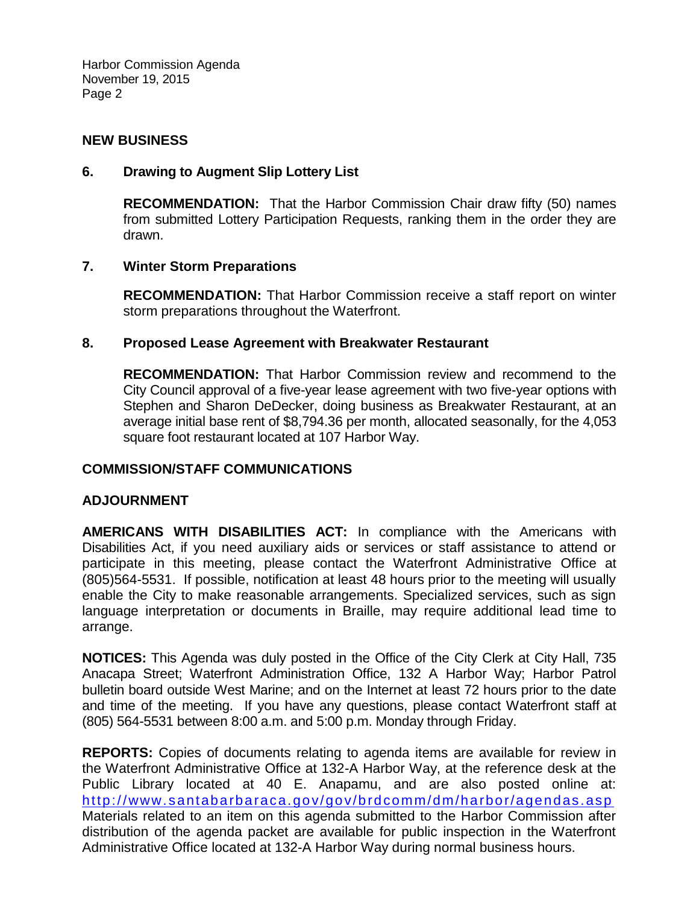## NEW BUSINESS

### 6. Drawing to Augment Slip Lottery List

**RECOMMENDATION:** That the Harbor Commission Chair draw fifty (50) names from submitted Lottery Participation Requests, ranking them in the order they are drawn.

### 7. Winter Storm Preparations

**RECOMMENDATION:** That Harbor Commission receive a staff report on winter storm preparations throughout the Waterfront.

### 8. Proposed Lease Agreement with Breakwater Restaurant

**RECOMMENDATION:** That Harbor Commission review and recommend to the City Council approval of a five-year lease agreement with two five-year options with Stephen and Sharon DeDecker, doing business as Breakwater Restaurant, at an average initial base rent of $8,794.36 per month, allocated seasonally, for the 4,053 square foot restaurant located at 107 Harbor Way.

## COMMISSION/STAFF COMMUNICATIONS

## ADJOURNMENT

**AMERICANS WITH DISABILITIES ACT:** In compliance with the Americans with Disabilities Act, if you need auxiliary aids or services or staff assistance to attend or participate in this meeting, please contact the Waterfront Administrative Office at (805)564-5531. If possible, notification at least 48 hours prior to the meeting will usually enable the City to make reasonable arrangements. Specialized services, such as sign language interpretation or documents in Braille, may require additional lead time to arrange.

**NOTICES:** This Agenda was duly posted in the Office of the City Clerk at City Hall, 735 Anacapa Street; Waterfront Administration Office, 132 A Harbor Way; Harbor Patrol bulletin board outside West Marine; and on the Internet at least 72 hours prior to the date and time of the meeting. If you have any questions, please contact Waterfront staff at (805) 564-5531 between 8:00 a.m. and 5:00 p.m. Monday through Friday.

**REPORTS:** Copies of documents relating to agenda items are available for review in the Waterfront Administrative Office at 132-A Harbor Way, at the reference desk at the Public Library located at 40 E. Anapamu, and are also posted online at: http://www.santabarbaraca.gov/gov/brdcomm/dm/harbor/agendas.asp Materials related to an item on this agenda submitted to the Harbor Commission after distribution of the agenda packet are available for public inspection in the Waterfront Administrative Office located at 132-A Harbor Way during normal business hours.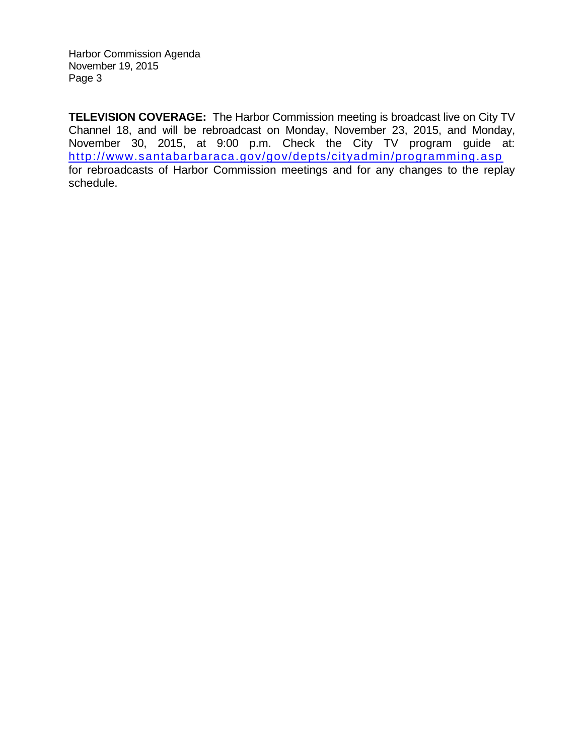**TELEVISION COVERAGE:** The Harbor Commission meeting is broadcast live on City TV Channel 18, and will be rebroadcast on Monday, November 23, 2015, and Monday, November 30, 2015, at 9:00 p.m. Check the City TV program guide at: http://www.santabarbaraca.gov/gov/depts/cityadmin/programming.asp for rebroadcasts of Harbor Commission meetings and for any changes to the replay schedule.